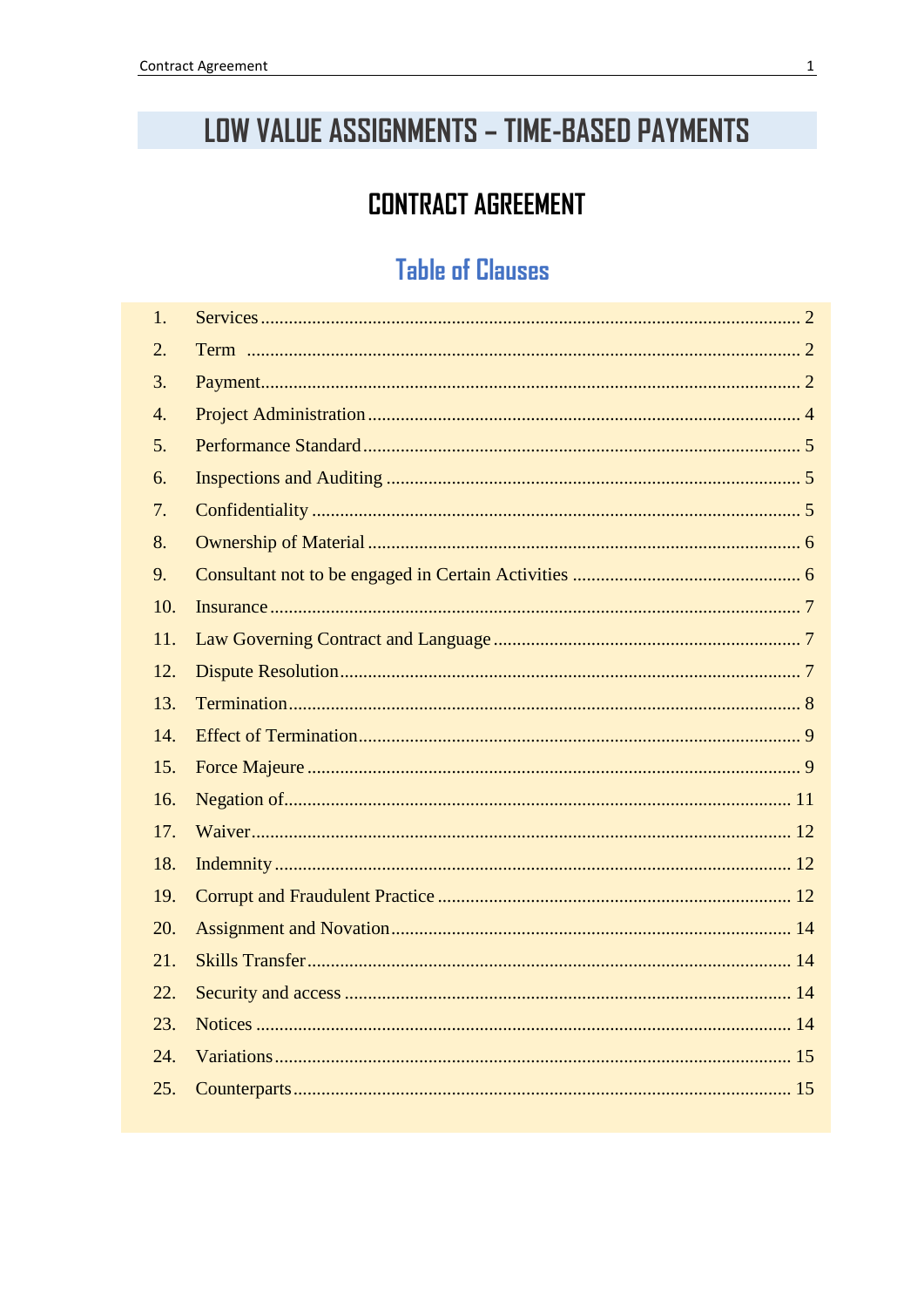# LOW VALUE ASSIGNMENTS – TIME-BASED PAYMENTS

## CONTRACT AGREEMENT

### Table of Clauses

1. Services .................................................. 2
2. Term .................................................. 2
3. Payment .................................................. 2
4. Project Administration .................................................. 4
5. Performance Standard .................................................. 5
6. Inspections and Auditing .................................................. 5
7. Confidentiality .................................................. 5
8. Ownership of Material .................................................. 6
9. Consultant not to be engaged in Certain Activities .................................................. 6
10. Insurance .................................................. 7
11. Law Governing Contract and Language .................................................. 7
12. Dispute Resolution .................................................. 7
13. Termination .................................................. 8
14. Effect of Termination .................................................. 9
15. Force Majeure .................................................. 9
16. Negation of .................................................. 11
17. Waiver .................................................. 12
18. Indemnity .................................................. 12
19. Corrupt and Fraudulent Practice .................................................. 12
20. Assignment and Novation .................................................. 14
21. Skills Transfer .................................................. 14
22. Security and access .................................................. 14
23. Notices .................................................. 14
24. Variations .................................................. 15
25. Counterparts .................................................. 15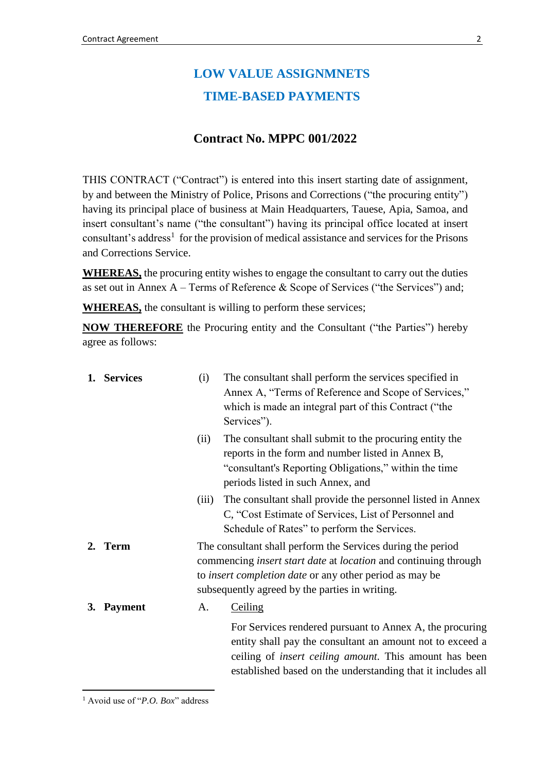# LOW VALUE ASSIGNMNETS

# TIME-BASED PAYMENTS

## Contract No. MPPC 001/2022

THIS CONTRACT ("Contract") is entered into this insert starting date of assignment, by and between the Ministry of Police, Prisons and Corrections ("the procuring entity") having its principal place of business at Main Headquarters, Tauese, Apia, Samoa, and insert consultant's name ("the consultant") having its principal office located at insert consultant's address[1] for the provision of medical assistance and services for the Prisons and Corrections Service.

**WHEREAS,** the procuring entity wishes to engage the consultant to carry out the duties as set out in Annex A – Terms of Reference & Scope of Services ("the Services") and;

**WHEREAS,** the consultant is willing to perform these services;

**NOW THEREFORE** the Procuring entity and the Consultant ("the Parties") hereby agree as follows:

**1. Services**

(i) The consultant shall perform the services specified in Annex A, "Terms of Reference and Scope of Services," which is made an integral part of this Contract ("the Services").

(ii) The consultant shall submit to the procuring entity the reports in the form and number listed in Annex B, "consultant's Reporting Obligations," within the time periods listed in such Annex, and

(iii) The consultant shall provide the personnel listed in Annex C, "Cost Estimate of Services, List of Personnel and Schedule of Rates" to perform the Services.

**2. Term**

The consultant shall perform the Services during the period commencing *insert start date* at *location* and continuing through to *insert completion date* or any other period as may be subsequently agreed by the parties in writing.

**3. Payment**

A. Ceiling

For Services rendered pursuant to Annex A, the procuring entity shall pay the consultant an amount not to exceed a ceiling of *insert ceiling amount.* This amount has been established based on the understanding that it includes all

[1] Avoid use of "*P.O. Box*" address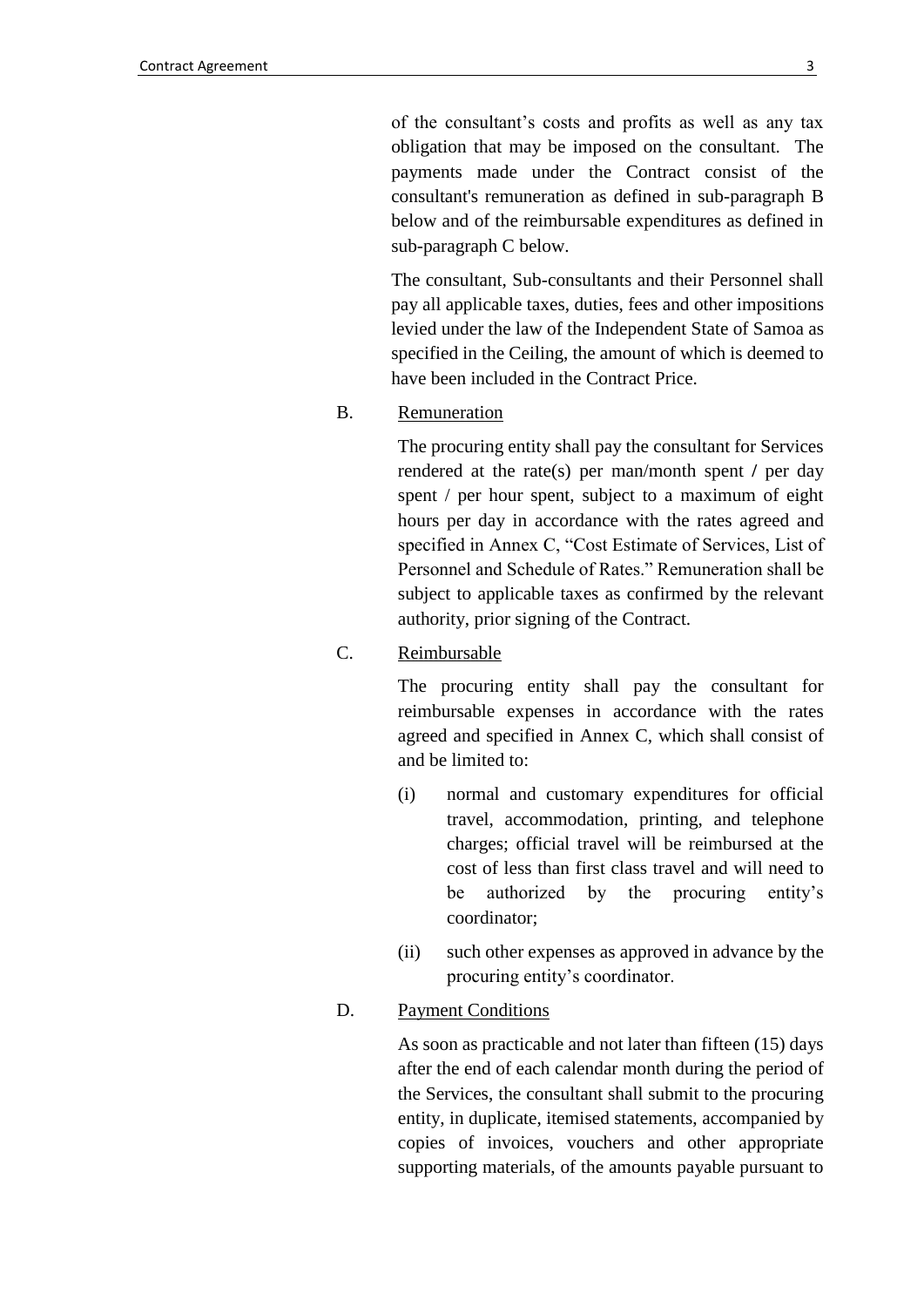of the consultant's costs and profits as well as any tax obligation that may be imposed on the consultant. The payments made under the Contract consist of the consultant's remuneration as defined in sub-paragraph B below and of the reimbursable expenditures as defined in sub-paragraph C below.

The consultant, Sub-consultants and their Personnel shall pay all applicable taxes, duties, fees and other impositions levied under the law of the Independent State of Samoa as specified in the Ceiling, the amount of which is deemed to have been included in the Contract Price.

B. Remuneration

The procuring entity shall pay the consultant for Services rendered at the rate(s) per man/month spent / per day spent / per hour spent, subject to a maximum of eight hours per day in accordance with the rates agreed and specified in Annex C, "Cost Estimate of Services, List of Personnel and Schedule of Rates." Remuneration shall be subject to applicable taxes as confirmed by the relevant authority, prior signing of the Contract.

C. Reimbursable

The procuring entity shall pay the consultant for reimbursable expenses in accordance with the rates agreed and specified in Annex C, which shall consist of and be limited to:

(i) normal and customary expenditures for official travel, accommodation, printing, and telephone charges; official travel will be reimbursed at the cost of less than first class travel and will need to be authorized by the procuring entity's coordinator;

(ii) such other expenses as approved in advance by the procuring entity's coordinator.

D. Payment Conditions

As soon as practicable and not later than fifteen (15) days after the end of each calendar month during the period of the Services, the consultant shall submit to the procuring entity, in duplicate, itemised statements, accompanied by copies of invoices, vouchers and other appropriate supporting materials, of the amounts payable pursuant to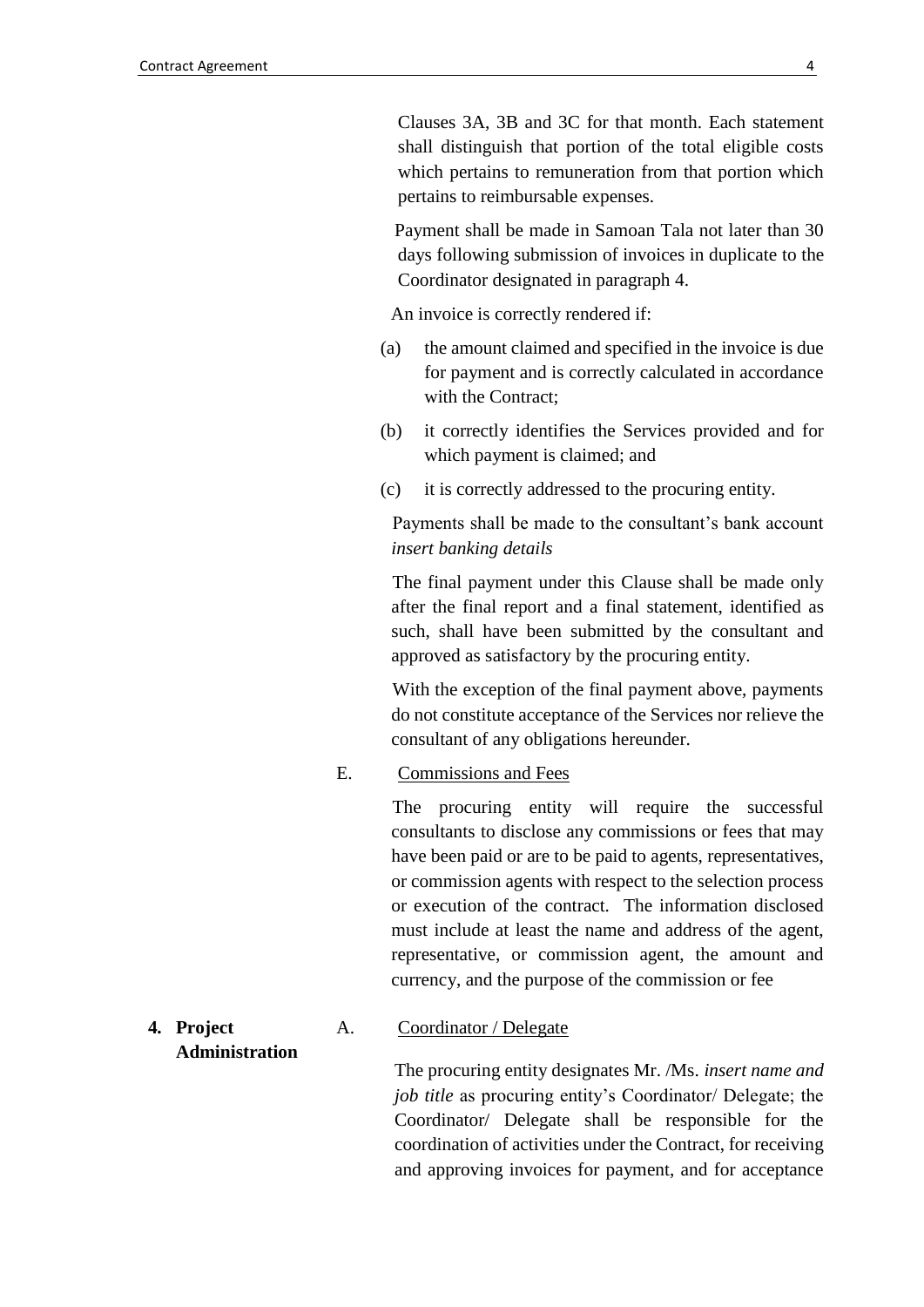Clauses 3A, 3B and 3C for that month. Each statement shall distinguish that portion of the total eligible costs which pertains to remuneration from that portion which pertains to reimbursable expenses.

Payment shall be made in Samoan Tala not later than 30 days following submission of invoices in duplicate to the Coordinator designated in paragraph 4.

An invoice is correctly rendered if:

(a) the amount claimed and specified in the invoice is due for payment and is correctly calculated in accordance with the Contract;

(b) it correctly identifies the Services provided and for which payment is claimed; and

(c) it is correctly addressed to the procuring entity.

Payments shall be made to the consultant's bank account *insert banking details*

The final payment under this Clause shall be made only after the final report and a final statement, identified as such, shall have been submitted by the consultant and approved as satisfactory by the procuring entity.

With the exception of the final payment above, payments do not constitute acceptance of the Services nor relieve the consultant of any obligations hereunder.

E. Commissions and Fees

The procuring entity will require the successful consultants to disclose any commissions or fees that may have been paid or are to be paid to agents, representatives, or commission agents with respect to the selection process or execution of the contract. The information disclosed must include at least the name and address of the agent, representative, or commission agent, the amount and currency, and the purpose of the commission or fee

**4. Project Administration**

A. Coordinator / Delegate

The procuring entity designates Mr. /Ms. *insert name and job title* as procuring entity's Coordinator/ Delegate; the Coordinator/ Delegate shall be responsible for the coordination of activities under the Contract, for receiving and approving invoices for payment, and for acceptance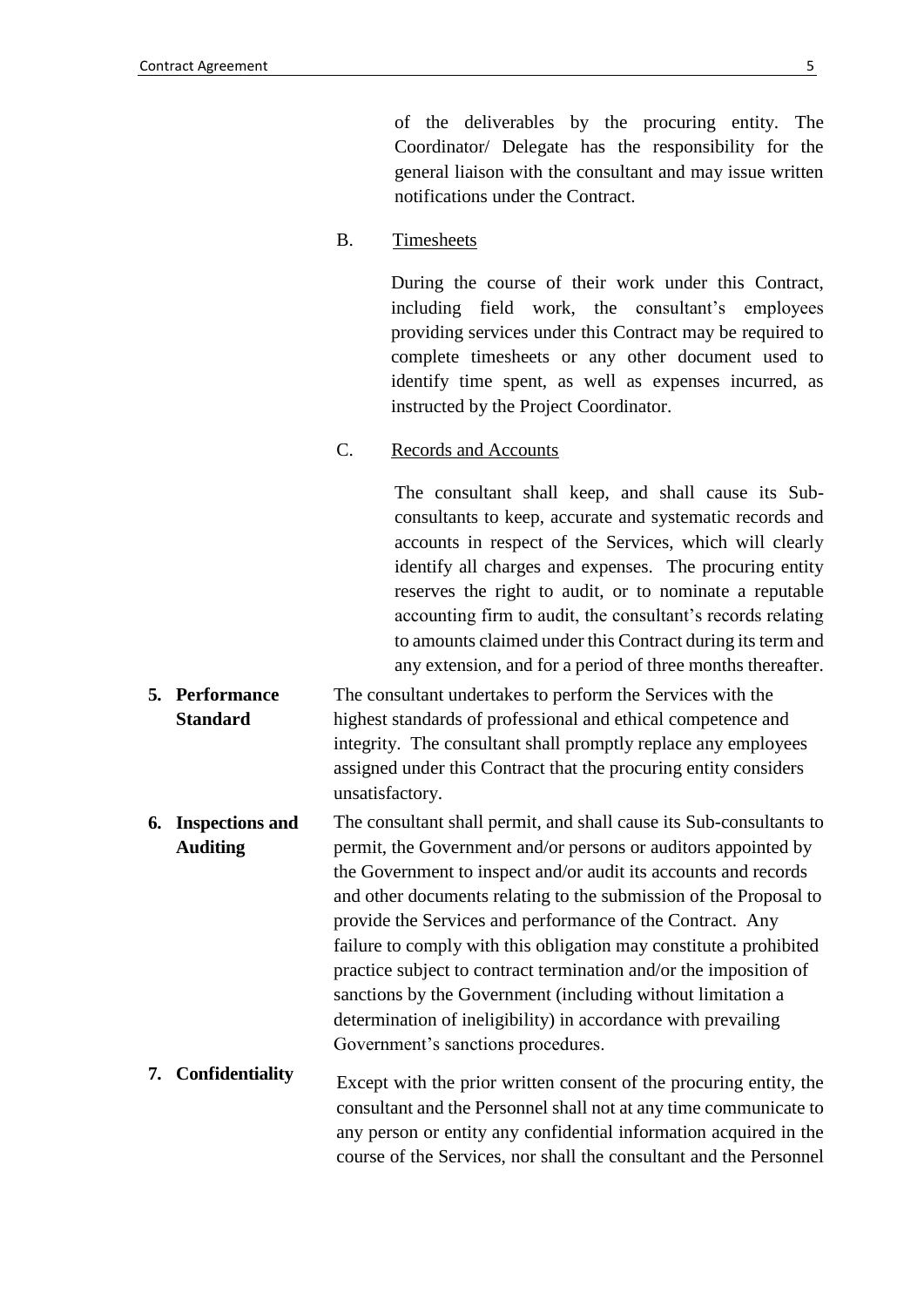of the deliverables by the procuring entity. The Coordinator/ Delegate has the responsibility for the general liaison with the consultant and may issue written notifications under the Contract.

B. <u>Timesheets</u>

During the course of their work under this Contract, including field work, the consultant's employees providing services under this Contract may be required to complete timesheets or any other document used to identify time spent, as well as expenses incurred, as instructed by the Project Coordinator.

C. <u>Records and Accounts</u>

The consultant shall keep, and shall cause its Sub-consultants to keep, accurate and systematic records and accounts in respect of the Services, which will clearly identify all charges and expenses. The procuring entity reserves the right to audit, or to nominate a reputable accounting firm to audit, the consultant's records relating to amounts claimed under this Contract during its term and any extension, and for a period of three months thereafter.

**5. Performance Standard**

The consultant undertakes to perform the Services with the highest standards of professional and ethical competence and integrity. The consultant shall promptly replace any employees assigned under this Contract that the procuring entity considers unsatisfactory.

**6. Inspections and Auditing**

The consultant shall permit, and shall cause its Sub-consultants to permit, the Government and/or persons or auditors appointed by the Government to inspect and/or audit its accounts and records and other documents relating to the submission of the Proposal to provide the Services and performance of the Contract. Any failure to comply with this obligation may constitute a prohibited practice subject to contract termination and/or the imposition of sanctions by the Government (including without limitation a determination of ineligibility) in accordance with prevailing Government's sanctions procedures.

**7. Confidentiality**

Except with the prior written consent of the procuring entity, the consultant and the Personnel shall not at any time communicate to any person or entity any confidential information acquired in the course of the Services, nor shall the consultant and the Personnel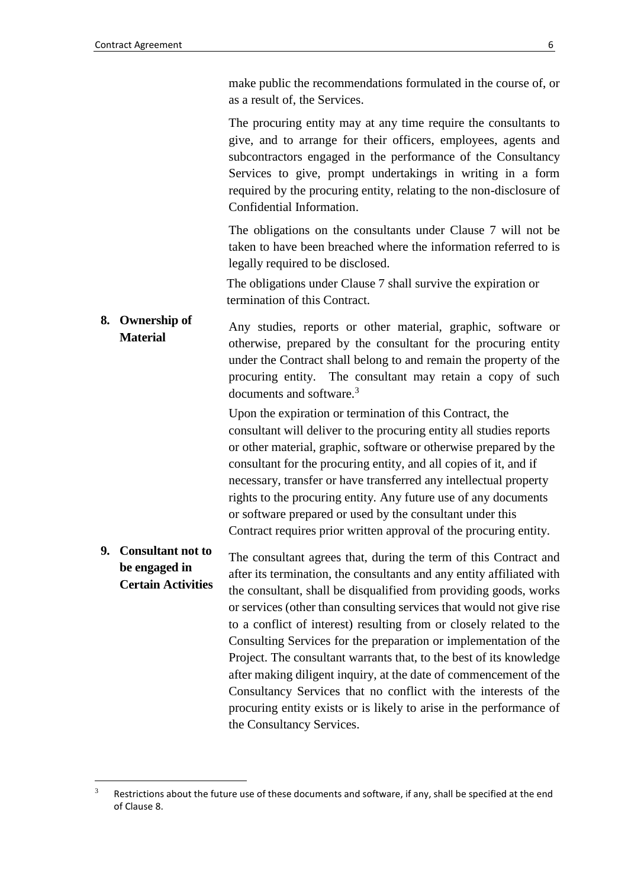make public the recommendations formulated in the course of, or as a result of, the Services.

The procuring entity may at any time require the consultants to give, and to arrange for their officers, employees, agents and subcontractors engaged in the performance of the Consultancy Services to give, prompt undertakings in writing in a form required by the procuring entity, relating to the non-disclosure of Confidential Information.

The obligations on the consultants under Clause 7 will not be taken to have been breached where the information referred to is legally required to be disclosed.

The obligations under Clause 7 shall survive the expiration or termination of this Contract.

**8. Ownership of Material**

Any studies, reports or other material, graphic, software or otherwise, prepared by the consultant for the procuring entity under the Contract shall belong to and remain the property of the procuring entity. The consultant may retain a copy of such documents and software.[3]

Upon the expiration or termination of this Contract, the consultant will deliver to the procuring entity all studies reports or other material, graphic, software or otherwise prepared by the consultant for the procuring entity, and all copies of it, and if necessary, transfer or have transferred any intellectual property rights to the procuring entity. Any future use of any documents or software prepared or used by the consultant under this Contract requires prior written approval of the procuring entity.

**9. Consultant not to be engaged in Certain Activities**

The consultant agrees that, during the term of this Contract and after its termination, the consultants and any entity affiliated with the consultant, shall be disqualified from providing goods, works or services (other than consulting services that would not give rise to a conflict of interest) resulting from or closely related to the Consulting Services for the preparation or implementation of the Project. The consultant warrants that, to the best of its knowledge after making diligent inquiry, at the date of commencement of the Consultancy Services that no conflict with the interests of the procuring entity exists or is likely to arise in the performance of the Consultancy Services.

---

[3] Restrictions about the future use of these documents and software, if any, shall be specified at the end of Clause 8.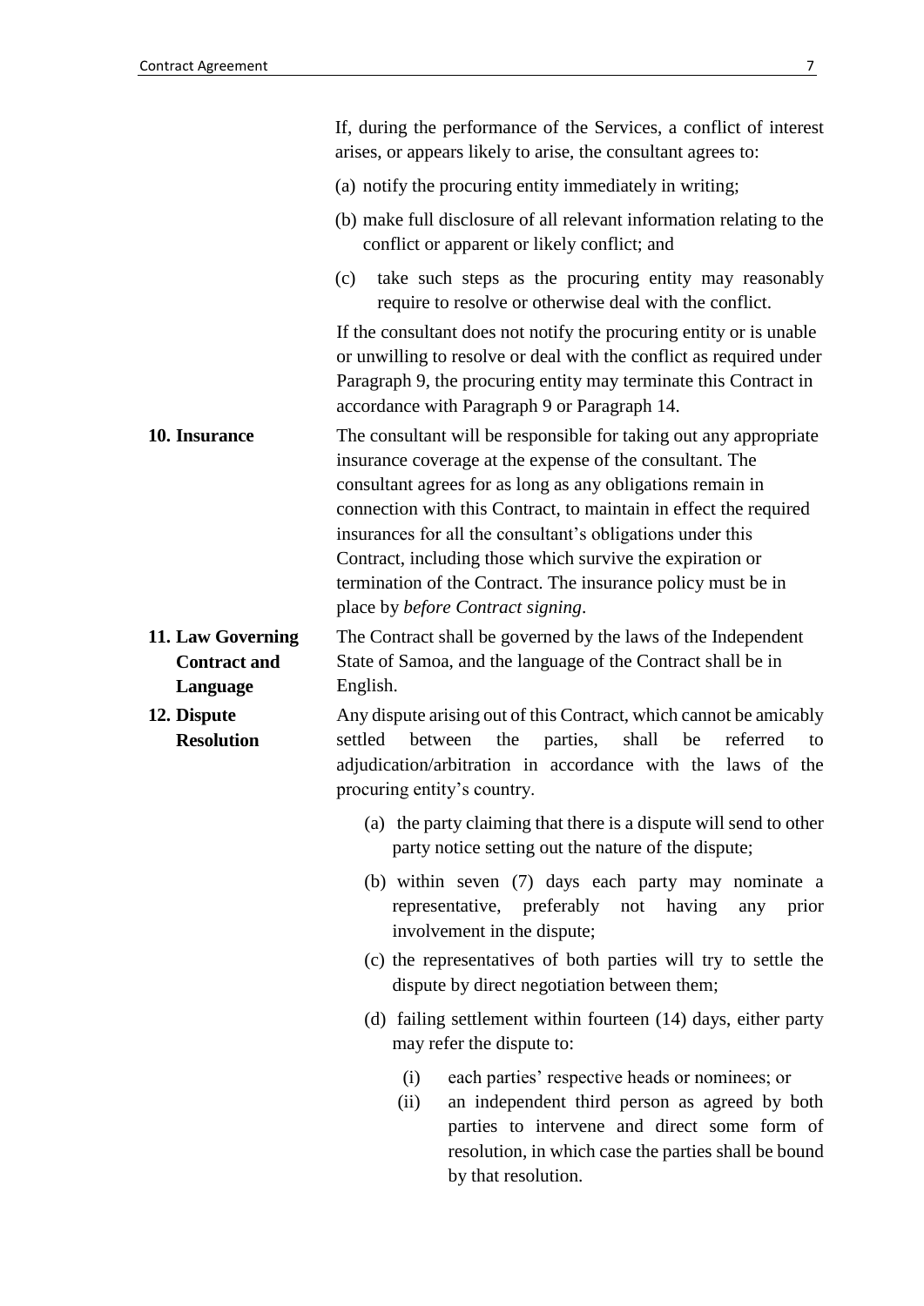If, during the performance of the Services, a conflict of interest arises, or appears likely to arise, the consultant agrees to:

(a) notify the procuring entity immediately in writing;

(b) make full disclosure of all relevant information relating to the conflict or apparent or likely conflict; and

(c) take such steps as the procuring entity may reasonably require to resolve or otherwise deal with the conflict.

If the consultant does not notify the procuring entity or is unable or unwilling to resolve or deal with the conflict as required under Paragraph 9, the procuring entity may terminate this Contract in accordance with Paragraph 9 or Paragraph 14.

**10. Insurance**

The consultant will be responsible for taking out any appropriate insurance coverage at the expense of the consultant. The consultant agrees for as long as any obligations remain in connection with this Contract, to maintain in effect the required insurances for all the consultant's obligations under this Contract, including those which survive the expiration or termination of the Contract. The insurance policy must be in place by *before Contract signing*.

**11. Law Governing Contract and Language**

The Contract shall be governed by the laws of the Independent State of Samoa, and the language of the Contract shall be in English.

**12. Dispute Resolution**

Any dispute arising out of this Contract, which cannot be amicably settled between the parties, shall be referred to adjudication/arbitration in accordance with the laws of the procuring entity's country.

(a) the party claiming that there is a dispute will send to other party notice setting out the nature of the dispute;

(b) within seven (7) days each party may nominate a representative, preferably not having any prior involvement in the dispute;

(c) the representatives of both parties will try to settle the dispute by direct negotiation between them;

(d) failing settlement within fourteen (14) days, either party may refer the dispute to:

  (i) each parties' respective heads or nominees; or

  (ii) an independent third person as agreed by both parties to intervene and direct some form of resolution, in which case the parties shall be bound by that resolution.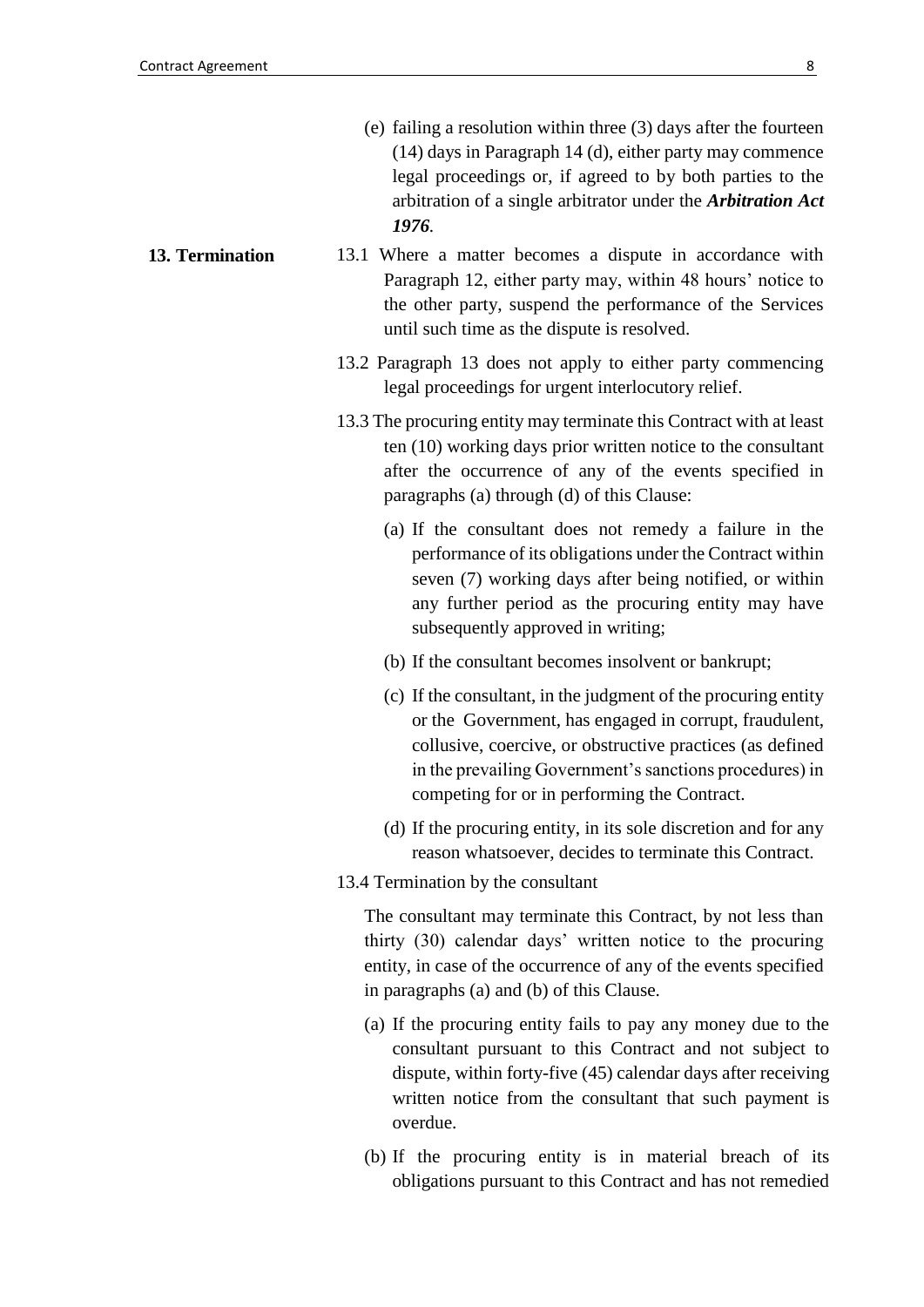(e) failing a resolution within three (3) days after the fourteen (14) days in Paragraph 14 (d), either party may commence legal proceedings or, if agreed to by both parties to the arbitration of a single arbitrator under the ***Arbitration Act 1976***.

**13. Termination**

13.1 Where a matter becomes a dispute in accordance with Paragraph 12, either party may, within 48 hours' notice to the other party, suspend the performance of the Services until such time as the dispute is resolved.

13.2 Paragraph 13 does not apply to either party commencing legal proceedings for urgent interlocutory relief.

13.3 The procuring entity may terminate this Contract with at least ten (10) working days prior written notice to the consultant after the occurrence of any of the events specified in paragraphs (a) through (d) of this Clause:

(a) If the consultant does not remedy a failure in the performance of its obligations under the Contract within seven (7) working days after being notified, or within any further period as the procuring entity may have subsequently approved in writing;

(b) If the consultant becomes insolvent or bankrupt;

(c) If the consultant, in the judgment of the procuring entity or the Government, has engaged in corrupt, fraudulent, collusive, coercive, or obstructive practices (as defined in the prevailing Government's sanctions procedures) in competing for or in performing the Contract.

(d) If the procuring entity, in its sole discretion and for any reason whatsoever, decides to terminate this Contract.

13.4 Termination by the consultant

The consultant may terminate this Contract, by not less than thirty (30) calendar days' written notice to the procuring entity, in case of the occurrence of any of the events specified in paragraphs (a) and (b) of this Clause.

(a) If the procuring entity fails to pay any money due to the consultant pursuant to this Contract and not subject to dispute, within forty-five (45) calendar days after receiving written notice from the consultant that such payment is overdue.

(b) If the procuring entity is in material breach of its obligations pursuant to this Contract and has not remedied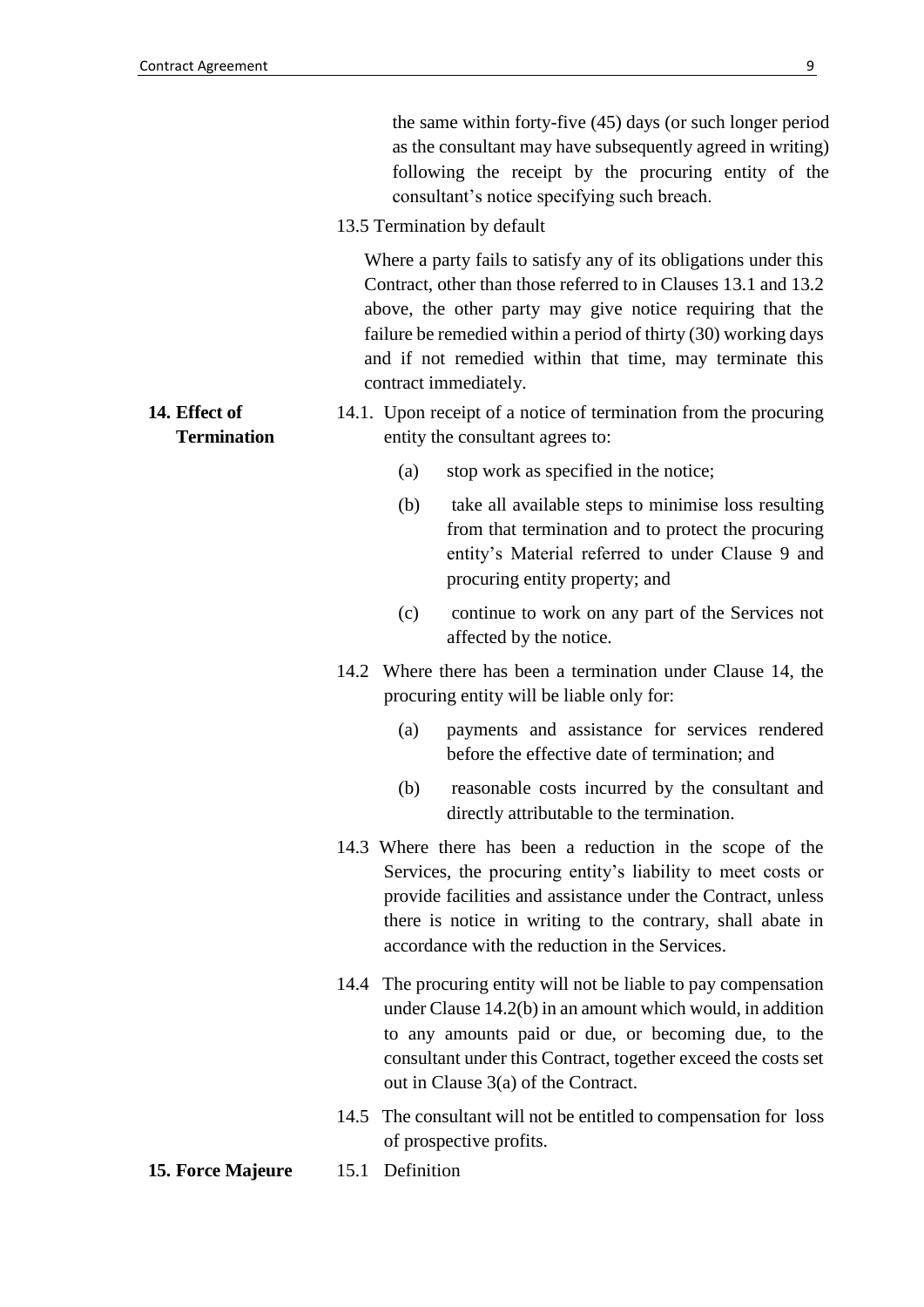the same within forty-five (45) days (or such longer period as the consultant may have subsequently agreed in writing) following the receipt by the procuring entity of the consultant's notice specifying such breach.

13.5 Termination by default

Where a party fails to satisfy any of its obligations under this Contract, other than those referred to in Clauses 13.1 and 13.2 above, the other party may give notice requiring that the failure be remedied within a period of thirty (30) working days and if not remedied within that time, may terminate this contract immediately.

**14. Effect of Termination**

14.1. Upon receipt of a notice of termination from the procuring entity the consultant agrees to:

(a) stop work as specified in the notice;

(b) take all available steps to minimise loss resulting from that termination and to protect the procuring entity's Material referred to under Clause 9 and procuring entity property; and

(c) continue to work on any part of the Services not affected by the notice.

14.2 Where there has been a termination under Clause 14, the procuring entity will be liable only for:

(a) payments and assistance for services rendered before the effective date of termination; and

(b) reasonable costs incurred by the consultant and directly attributable to the termination.

14.3 Where there has been a reduction in the scope of the Services, the procuring entity's liability to meet costs or provide facilities and assistance under the Contract, unless there is notice in writing to the contrary, shall abate in accordance with the reduction in the Services.

14.4 The procuring entity will not be liable to pay compensation under Clause 14.2(b) in an amount which would, in addition to any amounts paid or due, or becoming due, to the consultant under this Contract, together exceed the costs set out in Clause 3(a) of the Contract.

14.5 The consultant will not be entitled to compensation for loss of prospective profits.

**15. Force Majeure**

15.1 Definition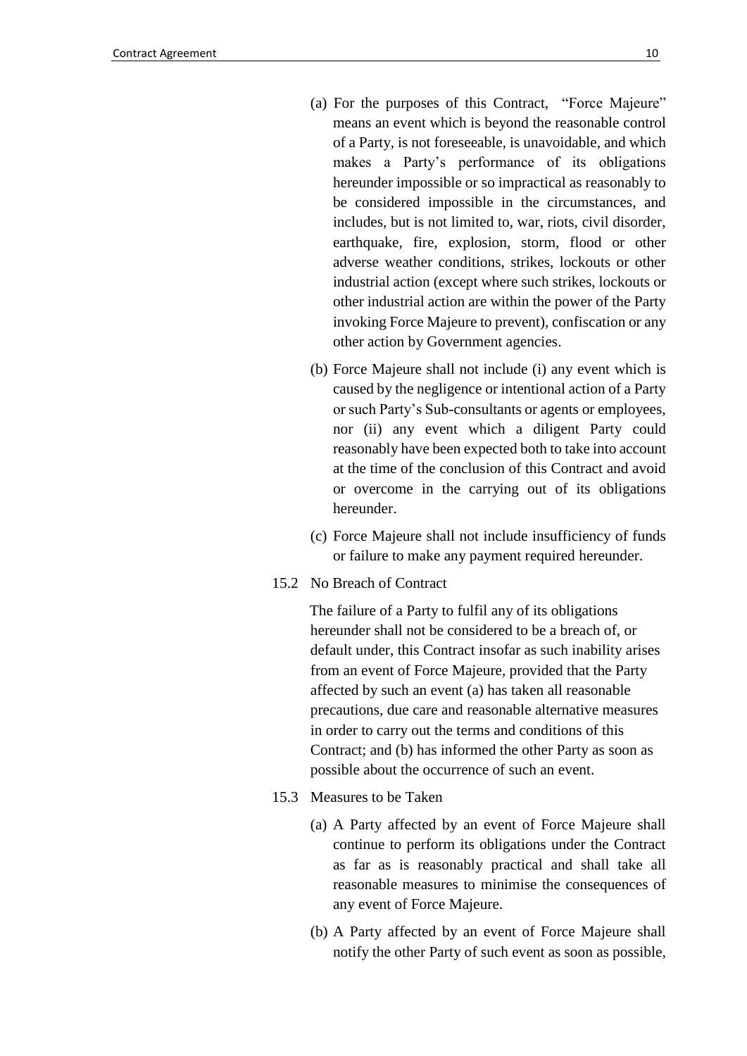(a) For the purposes of this Contract, "Force Majeure" means an event which is beyond the reasonable control of a Party, is not foreseeable, is unavoidable, and which makes a Party's performance of its obligations hereunder impossible or so impractical as reasonably to be considered impossible in the circumstances, and includes, but is not limited to, war, riots, civil disorder, earthquake, fire, explosion, storm, flood or other adverse weather conditions, strikes, lockouts or other industrial action (except where such strikes, lockouts or other industrial action are within the power of the Party invoking Force Majeure to prevent), confiscation or any other action by Government agencies.

(b) Force Majeure shall not include (i) any event which is caused by the negligence or intentional action of a Party or such Party's Sub-consultants or agents or employees, nor (ii) any event which a diligent Party could reasonably have been expected both to take into account at the time of the conclusion of this Contract and avoid or overcome in the carrying out of its obligations hereunder.

(c) Force Majeure shall not include insufficiency of funds or failure to make any payment required hereunder.

15.2 No Breach of Contract

The failure of a Party to fulfil any of its obligations hereunder shall not be considered to be a breach of, or default under, this Contract insofar as such inability arises from an event of Force Majeure, provided that the Party affected by such an event (a) has taken all reasonable precautions, due care and reasonable alternative measures in order to carry out the terms and conditions of this Contract; and (b) has informed the other Party as soon as possible about the occurrence of such an event.

15.3 Measures to be Taken

(a) A Party affected by an event of Force Majeure shall continue to perform its obligations under the Contract as far as is reasonably practical and shall take all reasonable measures to minimise the consequences of any event of Force Majeure.

(b) A Party affected by an event of Force Majeure shall notify the other Party of such event as soon as possible,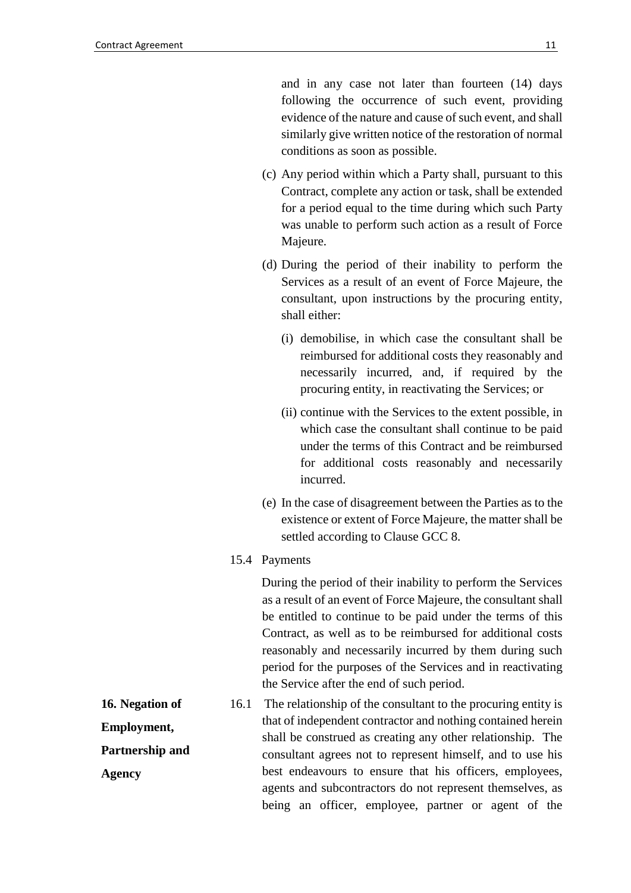and in any case not later than fourteen (14) days following the occurrence of such event, providing evidence of the nature and cause of such event, and shall similarly give written notice of the restoration of normal conditions as soon as possible.

(c) Any period within which a Party shall, pursuant to this Contract, complete any action or task, shall be extended for a period equal to the time during which such Party was unable to perform such action as a result of Force Majeure.

(d) During the period of their inability to perform the Services as a result of an event of Force Majeure, the consultant, upon instructions by the procuring entity, shall either:

(i) demobilise, in which case the consultant shall be reimbursed for additional costs they reasonably and necessarily incurred, and, if required by the procuring entity, in reactivating the Services; or

(ii) continue with the Services to the extent possible, in which case the consultant shall continue to be paid under the terms of this Contract and be reimbursed for additional costs reasonably and necessarily incurred.

(e) In the case of disagreement between the Parties as to the existence or extent of Force Majeure, the matter shall be settled according to Clause GCC 8.

15.4 Payments

During the period of their inability to perform the Services as a result of an event of Force Majeure, the consultant shall be entitled to continue to be paid under the terms of this Contract, as well as to be reimbursed for additional costs reasonably and necessarily incurred by them during such period for the purposes of the Services and in reactivating the Service after the end of such period.

**16. Negation of Employment, Partnership and Agency**

16.1 The relationship of the consultant to the procuring entity is that of independent contractor and nothing contained herein shall be construed as creating any other relationship. The consultant agrees not to represent himself, and to use his best endeavours to ensure that his officers, employees, agents and subcontractors do not represent themselves, as being an officer, employee, partner or agent of the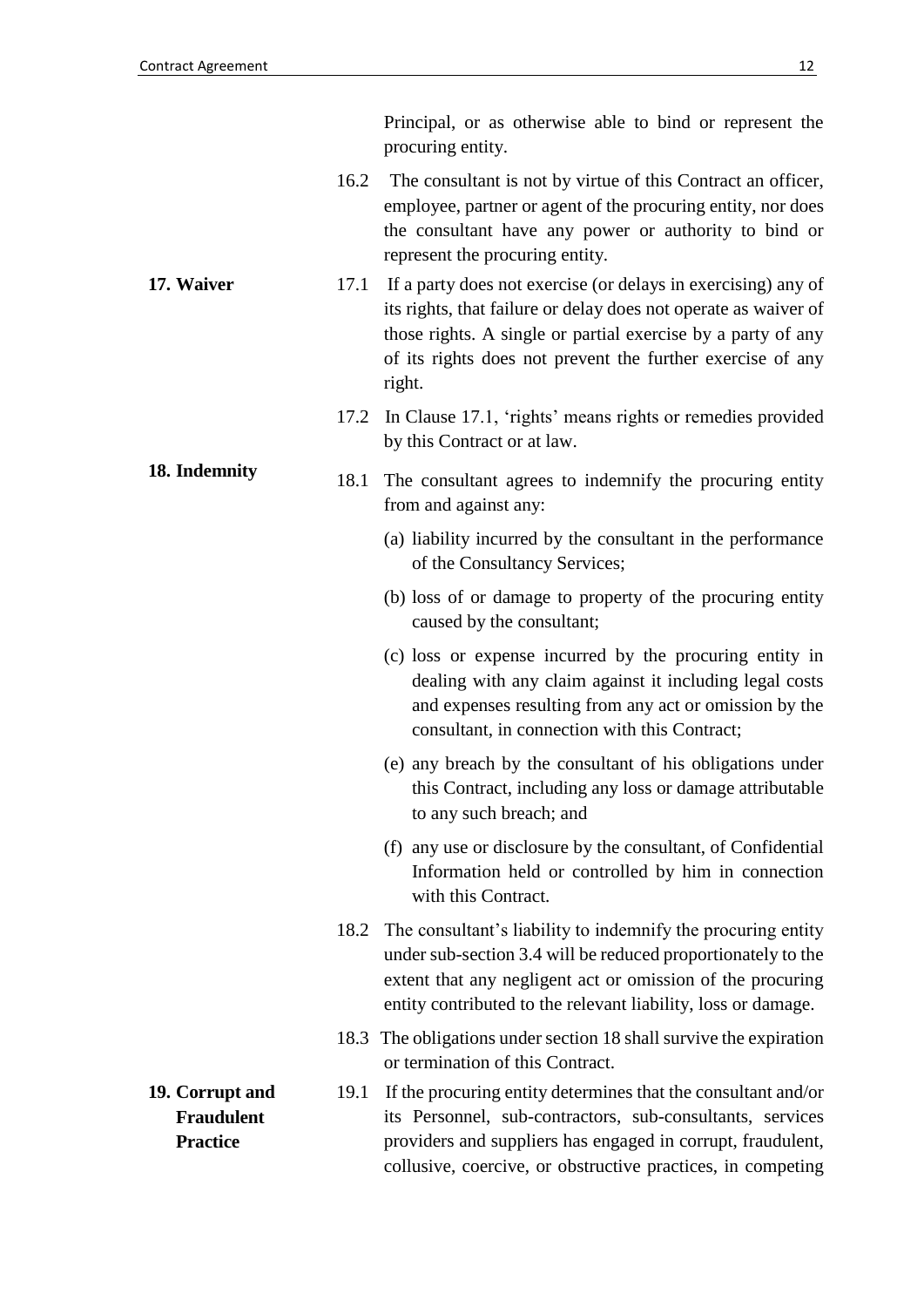Principal, or as otherwise able to bind or represent the procuring entity.

16.2 The consultant is not by virtue of this Contract an officer, employee, partner or agent of the procuring entity, nor does the consultant have any power or authority to bind or represent the procuring entity.

**17. Waiver**

17.1 If a party does not exercise (or delays in exercising) any of its rights, that failure or delay does not operate as waiver of those rights. A single or partial exercise by a party of any of its rights does not prevent the further exercise of any right.

17.2 In Clause 17.1, 'rights' means rights or remedies provided by this Contract or at law.

**18. Indemnity**

18.1 The consultant agrees to indemnify the procuring entity from and against any:

(a) liability incurred by the consultant in the performance of the Consultancy Services;

(b) loss of or damage to property of the procuring entity caused by the consultant;

(c) loss or expense incurred by the procuring entity in dealing with any claim against it including legal costs and expenses resulting from any act or omission by the consultant, in connection with this Contract;

(e) any breach by the consultant of his obligations under this Contract, including any loss or damage attributable to any such breach; and

(f) any use or disclosure by the consultant, of Confidential Information held or controlled by him in connection with this Contract.

18.2 The consultant's liability to indemnify the procuring entity under sub-section 3.4 will be reduced proportionately to the extent that any negligent act or omission of the procuring entity contributed to the relevant liability, loss or damage.

18.3 The obligations under section 18 shall survive the expiration or termination of this Contract.

**19. Corrupt and Fraudulent Practice**

19.1 If the procuring entity determines that the consultant and/or its Personnel, sub-contractors, sub-consultants, services providers and suppliers has engaged in corrupt, fraudulent, collusive, coercive, or obstructive practices, in competing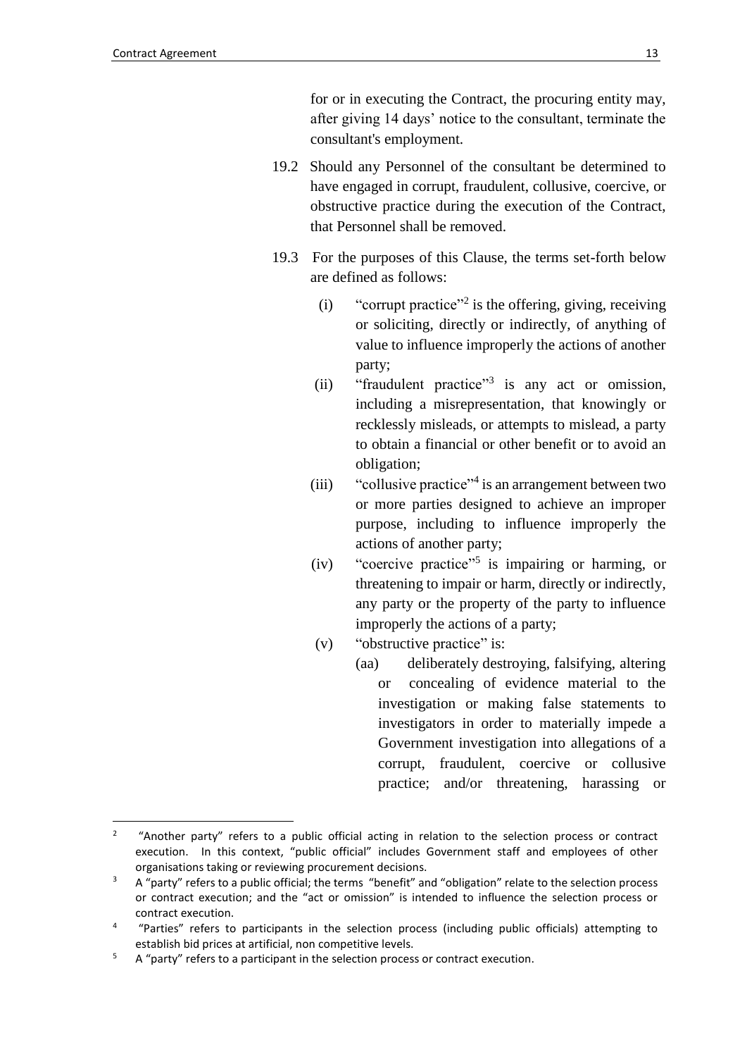for or in executing the Contract, the procuring entity may, after giving 14 days' notice to the consultant, terminate the consultant's employment.

19.2 Should any Personnel of the consultant be determined to have engaged in corrupt, fraudulent, collusive, coercive, or obstructive practice during the execution of the Contract, that Personnel shall be removed.

19.3 For the purposes of this Clause, the terms set-forth below are defined as follows:

(i) "corrupt practice"[2] is the offering, giving, receiving or soliciting, directly or indirectly, of anything of value to influence improperly the actions of another party;

(ii) "fraudulent practice"[3] is any act or omission, including a misrepresentation, that knowingly or recklessly misleads, or attempts to mislead, a party to obtain a financial or other benefit or to avoid an obligation;

(iii) "collusive practice"[4] is an arrangement between two or more parties designed to achieve an improper purpose, including to influence improperly the actions of another party;

(iv) "coercive practice"[5] is impairing or harming, or threatening to impair or harm, directly or indirectly, any party or the property of the party to influence improperly the actions of a party;

(v) "obstructive practice" is:

(aa) deliberately destroying, falsifying, altering or concealing of evidence material to the investigation or making false statements to investigators in order to materially impede a Government investigation into allegations of a corrupt, fraudulent, coercive or collusive practice; and/or threatening, harassing or

---

[2] "Another party" refers to a public official acting in relation to the selection process or contract execution. In this context, "public official" includes Government staff and employees of other organisations taking or reviewing procurement decisions.

[3] A "party" refers to a public official; the terms "benefit" and "obligation" relate to the selection process or contract execution; and the "act or omission" is intended to influence the selection process or contract execution.

[4] "Parties" refers to participants in the selection process (including public officials) attempting to establish bid prices at artificial, non competitive levels.

[5] A "party" refers to a participant in the selection process or contract execution.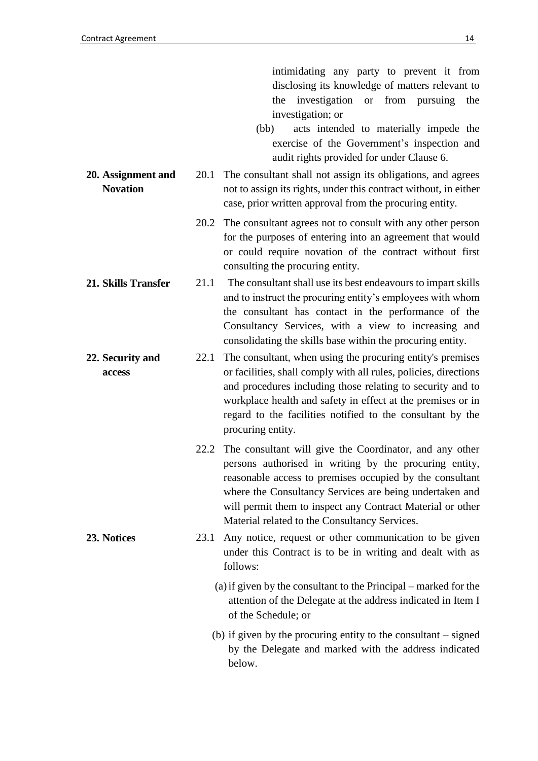intimidating any party to prevent it from disclosing its knowledge of matters relevant to the investigation or from pursuing the investigation; or

(bb) acts intended to materially impede the exercise of the Government's inspection and audit rights provided for under Clause 6.

**20. Assignment and Novation**

20.1 The consultant shall not assign its obligations, and agrees not to assign its rights, under this contract without, in either case, prior written approval from the procuring entity.

20.2 The consultant agrees not to consult with any other person for the purposes of entering into an agreement that would or could require novation of the contract without first consulting the procuring entity.

**21. Skills Transfer**

21.1 The consultant shall use its best endeavours to impart skills and to instruct the procuring entity's employees with whom the consultant has contact in the performance of the Consultancy Services, with a view to increasing and consolidating the skills base within the procuring entity.

**22. Security and access**

22.1 The consultant, when using the procuring entity's premises or facilities, shall comply with all rules, policies, directions and procedures including those relating to security and to workplace health and safety in effect at the premises or in regard to the facilities notified to the consultant by the procuring entity.

22.2 The consultant will give the Coordinator, and any other persons authorised in writing by the procuring entity, reasonable access to premises occupied by the consultant where the Consultancy Services are being undertaken and will permit them to inspect any Contract Material or other Material related to the Consultancy Services.

**23. Notices**

23.1 Any notice, request or other communication to be given under this Contract is to be in writing and dealt with as follows:

(a) if given by the consultant to the Principal – marked for the attention of the Delegate at the address indicated in Item I of the Schedule; or

(b) if given by the procuring entity to the consultant – signed by the Delegate and marked with the address indicated below.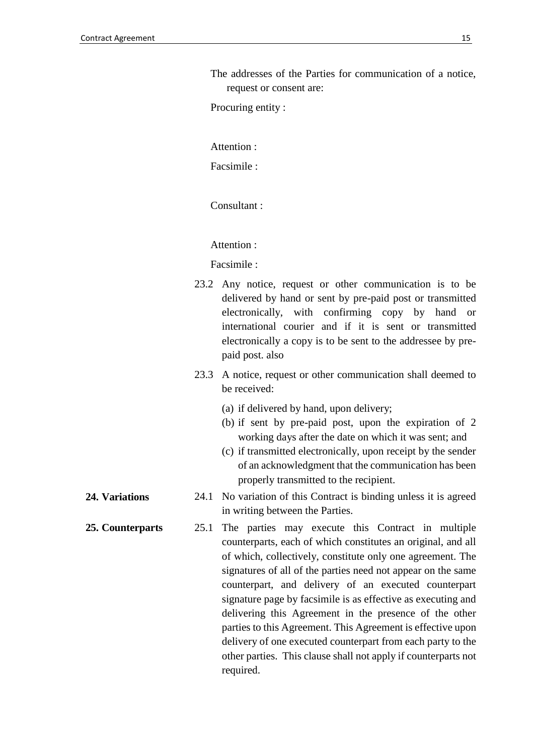The addresses of the Parties for communication of a notice, request or consent are:

Procuring entity :

Attention :

Facsimile :

Consultant :

Attention :

Facsimile :

23.2 Any notice, request or other communication is to be delivered by hand or sent by pre-paid post or transmitted electronically, with confirming copy by hand or international courier and if it is sent or transmitted electronically a copy is to be sent to the addressee by pre-paid post. also

23.3 A notice, request or other communication shall deemed to be received:

(a) if delivered by hand, upon delivery;
(b) if sent by pre-paid post, upon the expiration of 2 working days after the date on which it was sent; and
(c) if transmitted electronically, upon receipt by the sender of an acknowledgment that the communication has been properly transmitted to the recipient.

**24. Variations**

24.1 No variation of this Contract is binding unless it is agreed in writing between the Parties.

**25. Counterparts**

25.1 The parties may execute this Contract in multiple counterparts, each of which constitutes an original, and all of which, collectively, constitute only one agreement. The signatures of all of the parties need not appear on the same counterpart, and delivery of an executed counterpart signature page by facsimile is as effective as executing and delivering this Agreement in the presence of the other parties to this Agreement. This Agreement is effective upon delivery of one executed counterpart from each party to the other parties. This clause shall not apply if counterparts not required.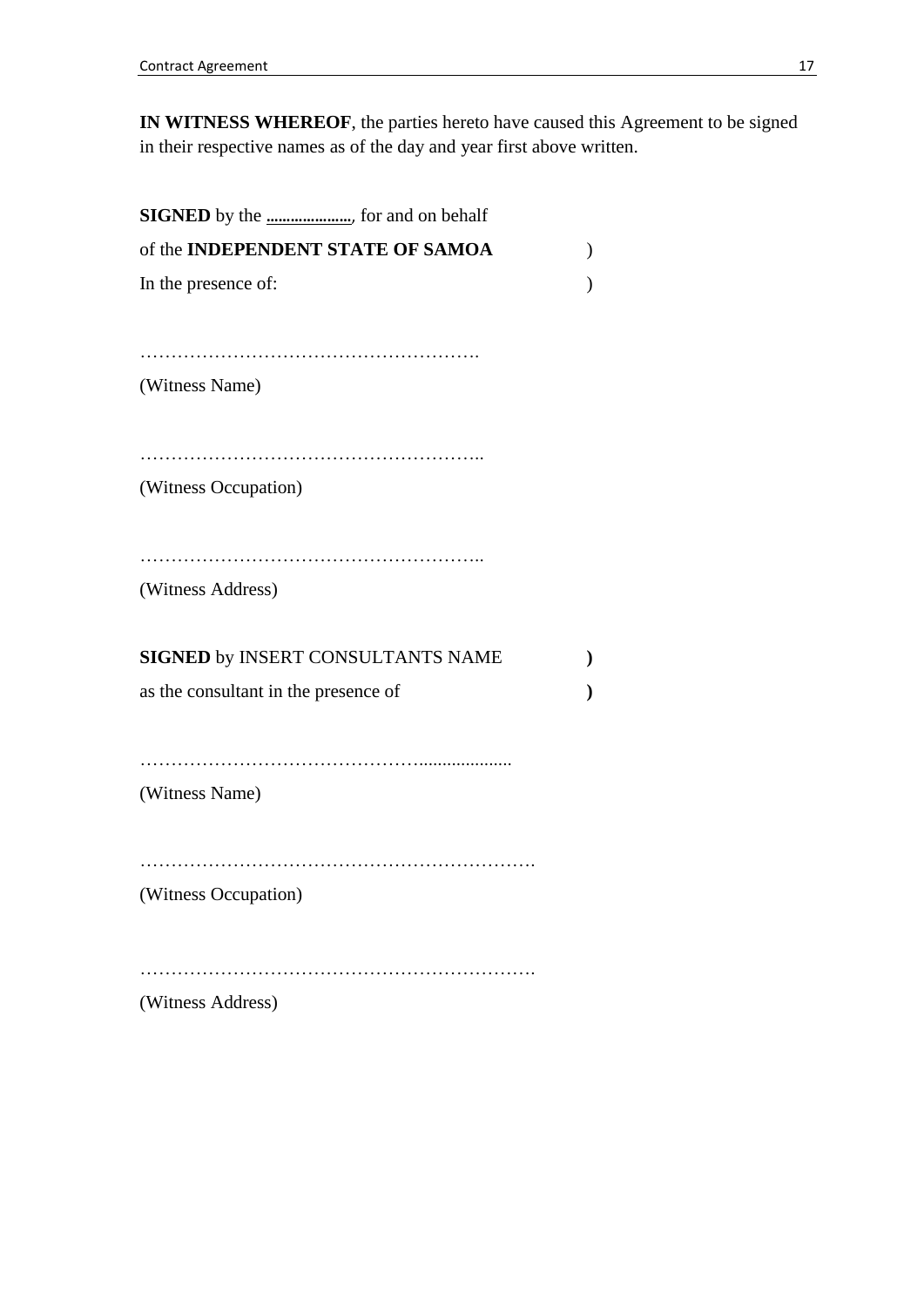**IN WITNESS WHEREOF**, the parties hereto have caused this Agreement to be signed in their respective names as of the day and year first above written.

**SIGNED** by the ...................., for and on behalf
of the **INDEPENDENT STATE OF SAMOA** )
In the presence of: )

……………………………………………….
(Witness Name)

………………………………………………..
(Witness Occupation)

………………………………………………..
(Witness Address)

**SIGNED** by INSERT CONSULTANTS NAME **)**
as the consultant in the presence of **)**

……………………………………….....................
(Witness Name)

……………………………………………………….
(Witness Occupation)

……………………………………………………….
(Witness Address)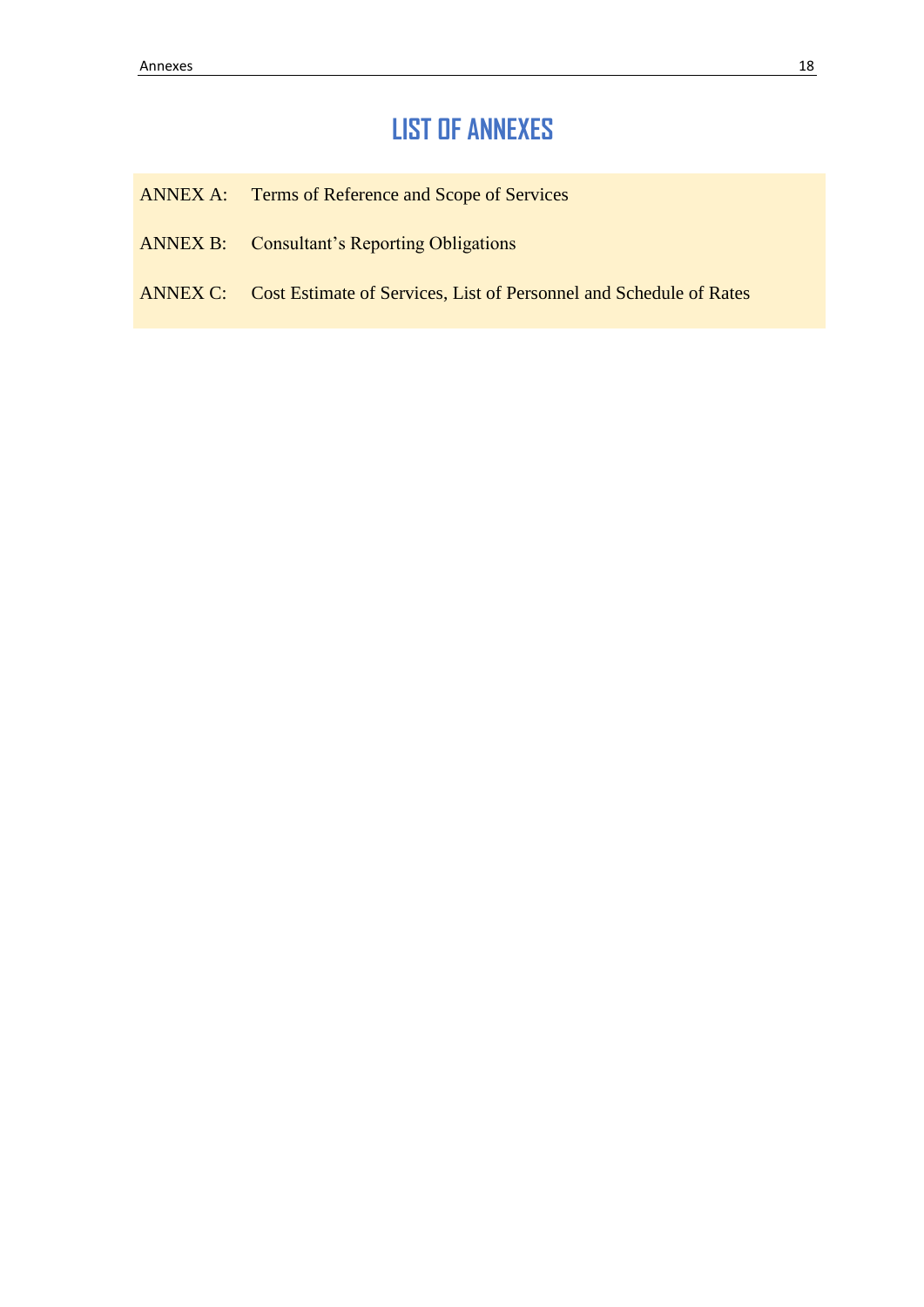# LIST OF ANNEXES

ANNEX A: Terms of Reference and Scope of Services

ANNEX B: Consultant's Reporting Obligations

ANNEX C: Cost Estimate of Services, List of Personnel and Schedule of Rates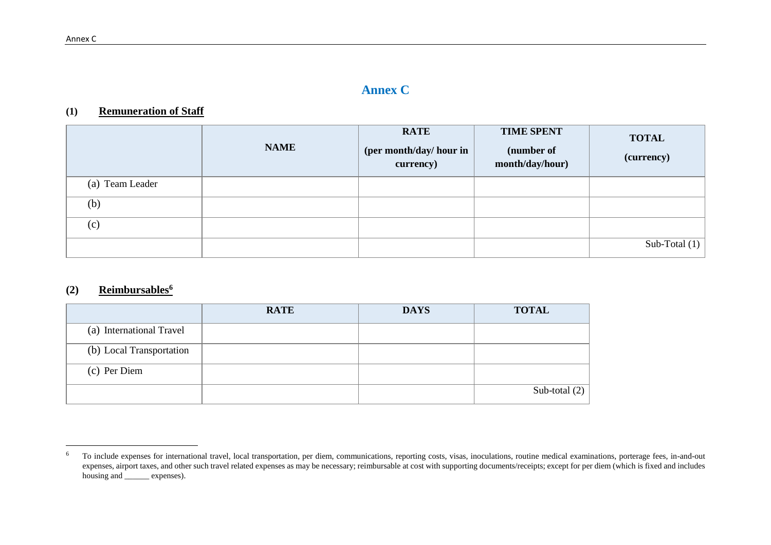# Annex C

## (1) Remuneration of Staff

| | NAME | RATE (per month/day/ hour in currency) | TIME SPENT (number of month/day/hour) | TOTAL (currency) |
|---|---|---|---|---|
| (a) Team Leader | | | | |
| (b) | | | | |
| (c) | | | | |
| | | | | Sub-Total (1) |

## (2) Reimbursables[6]

| | RATE | DAYS | TOTAL |
|---|---|---|---|
| (a) International Travel | | | |
| (b) Local Transportation | | | |
| (c) Per Diem | | | |
| | | | Sub-total (2) |

[6] To include expenses for international travel, local transportation, per diem, communications, reporting costs, visas, inoculations, routine medical examinations, porterage fees, in-and-out expenses, airport taxes, and other such travel related expenses as may be necessary; reimbursable at cost with supporting documents/receipts; except for per diem (which is fixed and includes housing and ______ expenses).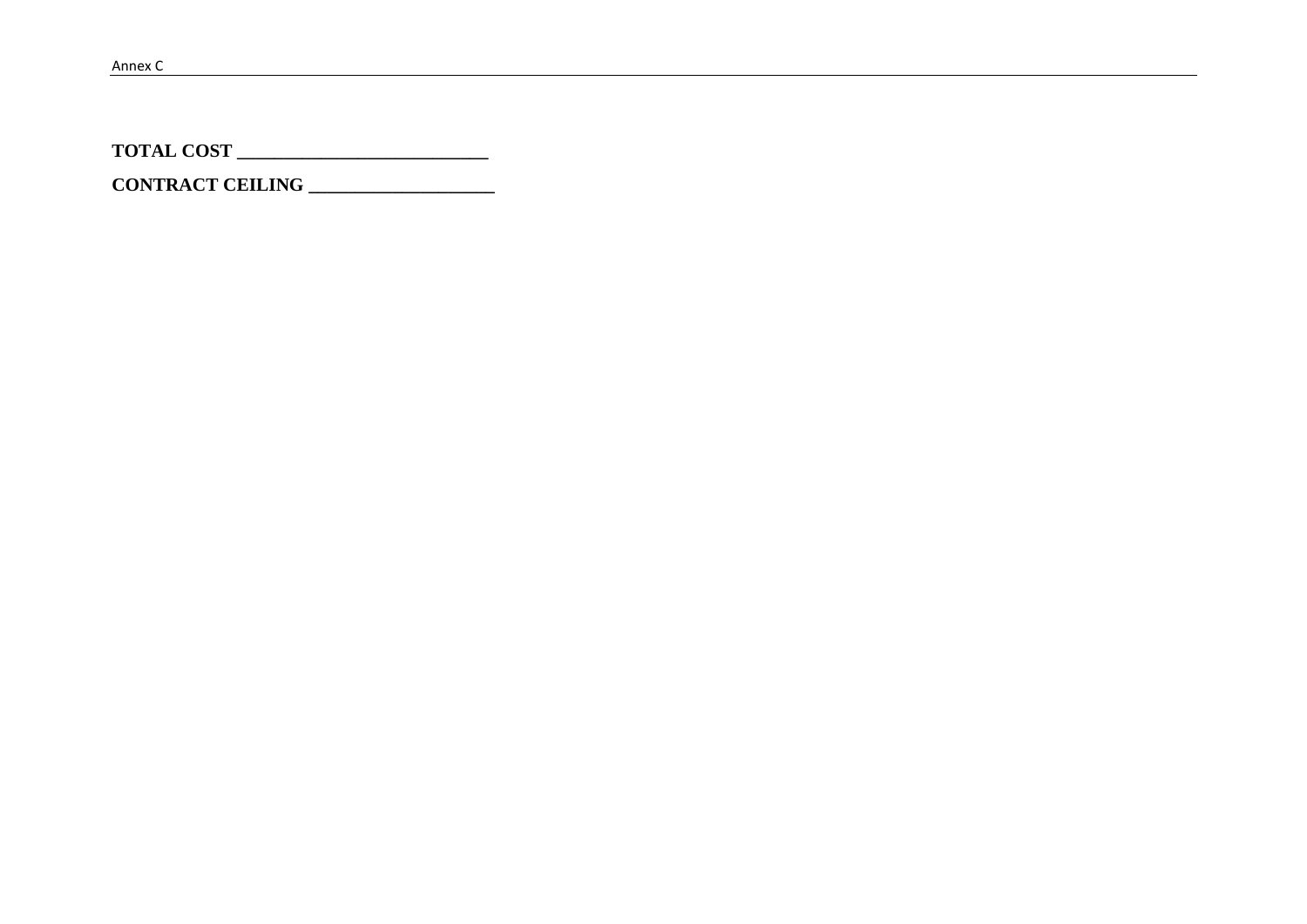**TOTAL COST ___________________________**

**CONTRACT CEILING ____________________**